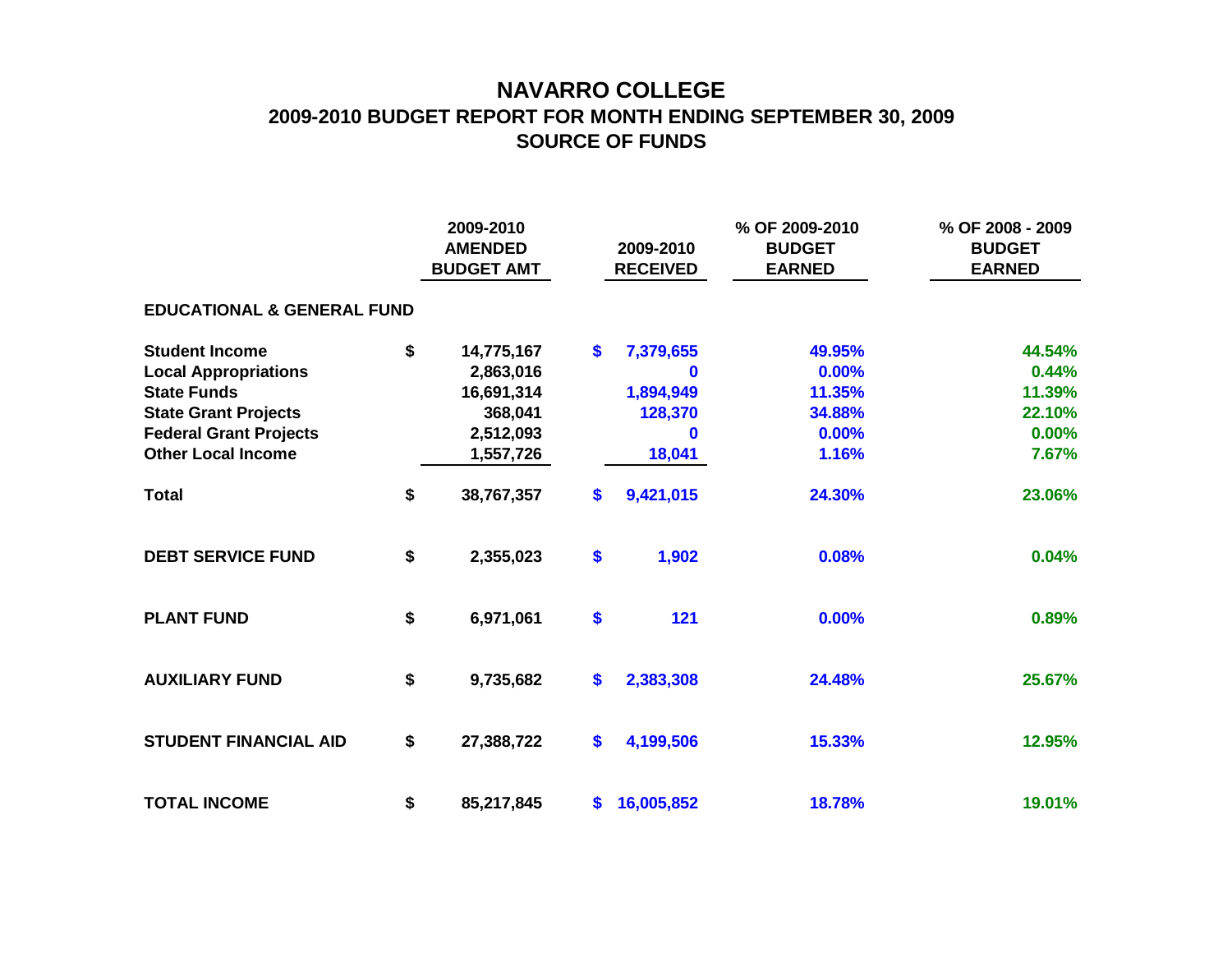# NAVARRO COLLEGE
## 2009-2010 BUDGET REPORT FOR MONTH ENDING SEPTEMBER 30, 2009
## SOURCE OF FUNDS

| | 2009-2010 AMENDED BUDGET AMT | 2009-2010 RECEIVED | % OF 2009-2010 BUDGET EARNED | % OF 2008 - 2009 BUDGET EARNED |
|---|---|---|---|---|
| **EDUCATIONAL & GENERAL FUND** | | | | |
| **Student Income** | $ 14,775,167 | $ 7,379,655 | 49.95% | 44.54% |
| **Local Appropriations** | 2,863,016 | 0 | 0.00% | 0.44% |
| **State Funds** | 16,691,314 | 1,894,949 | 11.35% | 11.39% |
| **State Grant Projects** | 368,041 | 128,370 | 34.88% | 22.10% |
| **Federal Grant Projects** | 2,512,093 | 0 | 0.00% | 0.00% |
| **Other Local Income** | 1,557,726 | 18,041 | 1.16% | 7.67% |
| **Total** | $ 38,767,357 | $ 9,421,015 | 24.30% | 23.06% |
| **DEBT SERVICE FUND** | $ 2,355,023 | $ 1,902 | 0.08% | 0.04% |
| **PLANT FUND** | $ 6,971,061 | $ 121 | 0.00% | 0.89% |
| **AUXILIARY FUND** | $ 9,735,682 | $ 2,383,308 | 24.48% | 25.67% |
| **STUDENT FINANCIAL AID** | $ 27,388,722 | $ 4,199,506 | 15.33% | 12.95% |
| **TOTAL INCOME** | $ 85,217,845 | $ 16,005,852 | 18.78% | 19.01% |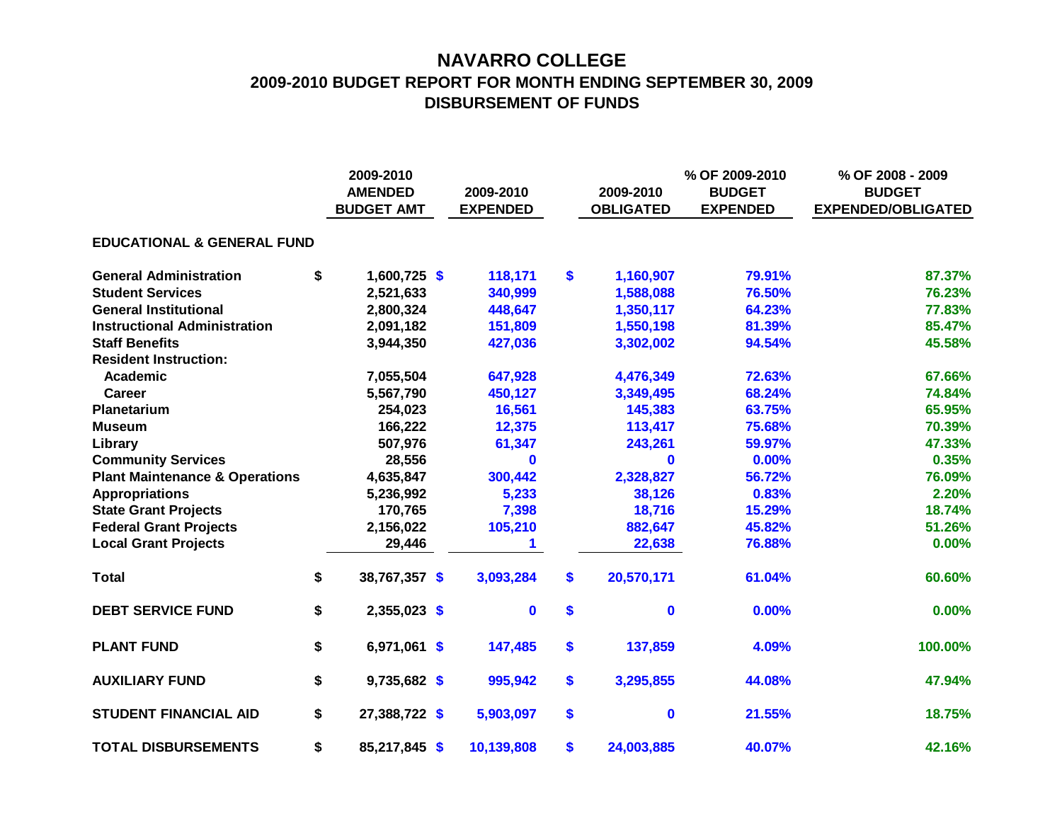# NAVARRO COLLEGE
## 2009-2010 BUDGET REPORT FOR MONTH ENDING SEPTEMBER 30, 2009
## DISBURSEMENT OF FUNDS

| | 2009-2010 AMENDED BUDGET AMT | 2009-2010 EXPENDED | 2009-2010 OBLIGATED | % OF 2009-2010 BUDGET EXPENDED | % OF 2008 - 2009 BUDGET EXPENDED/OBLIGATED |
|---|---|---|---|---|---|
| **EDUCATIONAL & GENERAL FUND** | | | | | |
| **General Administration** | $ 1,600,725 | $ 118,171 | $ 1,160,907 | 79.91% | 87.37% |
| **Student Services** | 2,521,633 | 340,999 | 1,588,088 | 76.50% | 76.23% |
| **General Institutional** | 2,800,324 | 448,647 | 1,350,117 | 64.23% | 77.83% |
| **Instructional Administration** | 2,091,182 | 151,809 | 1,550,198 | 81.39% | 85.47% |
| **Staff Benefits** | 3,944,350 | 427,036 | 3,302,002 | 94.54% | 45.58% |
| **Resident Instruction:** | | | | | |
| **Academic** | 7,055,504 | 647,928 | 4,476,349 | 72.63% | 67.66% |
| **Career** | 5,567,790 | 450,127 | 3,349,495 | 68.24% | 74.84% |
| **Planetarium** | 254,023 | 16,561 | 145,383 | 63.75% | 65.95% |
| **Museum** | 166,222 | 12,375 | 113,417 | 75.68% | 70.39% |
| **Library** | 507,976 | 61,347 | 243,261 | 59.97% | 47.33% |
| **Community Services** | 28,556 | 0 | 0 | 0.00% | 0.35% |
| **Plant Maintenance & Operations** | 4,635,847 | 300,442 | 2,328,827 | 56.72% | 76.09% |
| **Appropriations** | 5,236,992 | 5,233 | 38,126 | 0.83% | 2.20% |
| **State Grant Projects** | 170,765 | 7,398 | 18,716 | 15.29% | 18.74% |
| **Federal Grant Projects** | 2,156,022 | 105,210 | 882,647 | 45.82% | 51.26% |
| **Local Grant Projects** | 29,446 | 1 | 22,638 | 76.88% | 0.00% |
| **Total** | $ 38,767,357 | $ 3,093,284 | $ 20,570,171 | 61.04% | 60.60% |
| **DEBT SERVICE FUND** | $ 2,355,023 | $ 0 | $ 0 | 0.00% | 0.00% |
| **PLANT FUND** | $ 6,971,061 | $ 147,485 | $ 137,859 | 4.09% | 100.00% |
| **AUXILIARY FUND** | $ 9,735,682 | $ 995,942 | $ 3,295,855 | 44.08% | 47.94% |
| **STUDENT FINANCIAL AID** | $ 27,388,722 | $ 5,903,097 | $ 0 | 21.55% | 18.75% |
| **TOTAL DISBURSEMENTS** | $ 85,217,845 | $ 10,139,808 | $ 24,003,885 | 40.07% | 42.16% |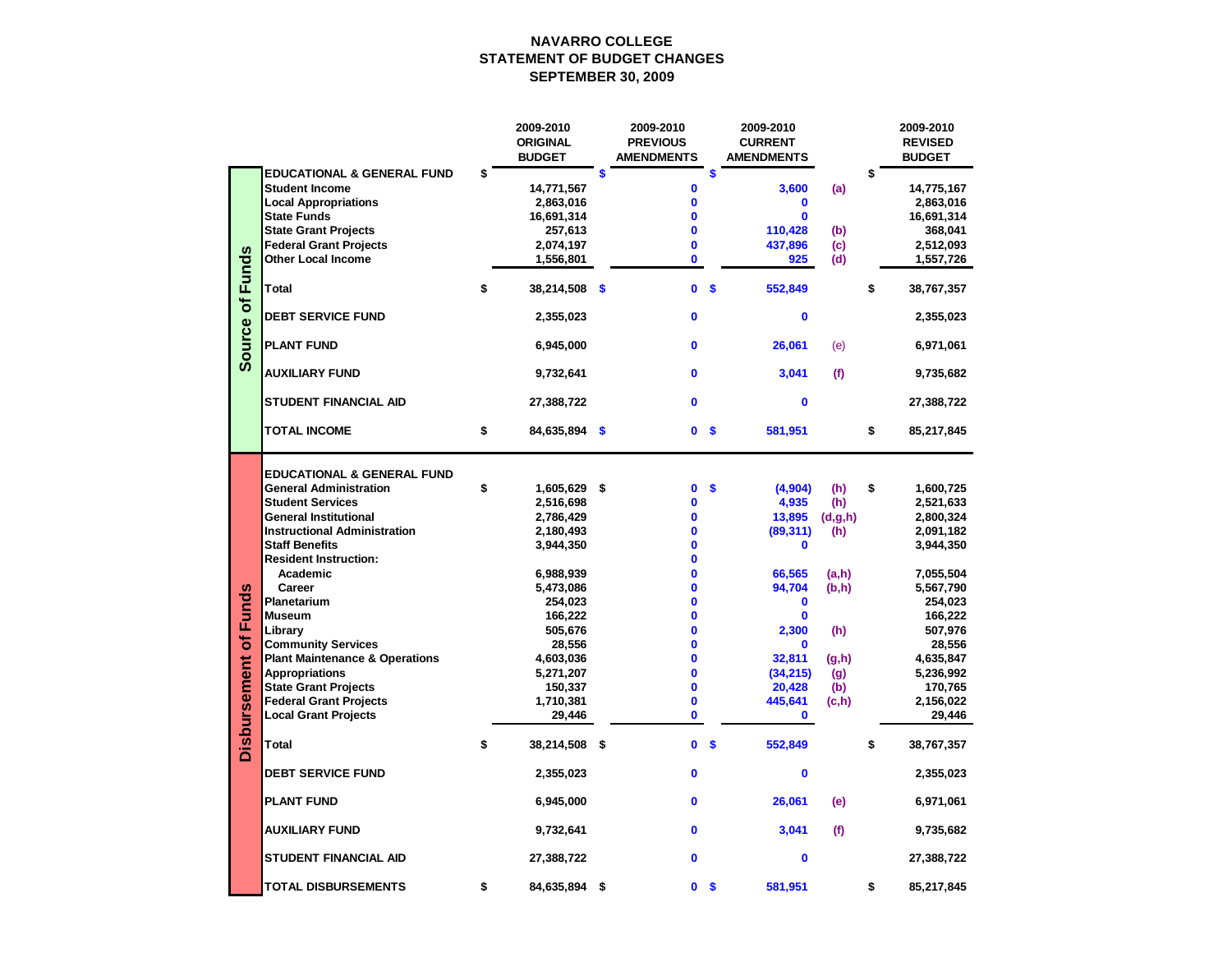# NAVARRO COLLEGE
## STATEMENT OF BUDGET CHANGES
## SEPTEMBER 30, 2009

| | | 2009-2010 ORIGINAL BUDGET | 2009-2010 PREVIOUS AMENDMENTS | 2009-2010 CURRENT AMENDMENTS | | 2009-2010 REVISED BUDGET |
|---|---|---|---|---|---|---|
| Source of Funds | **EDUCATIONAL & GENERAL FUND** | $ | $ | $ | | $ |
| | Student Income | 14,771,567 | 0 | 3,600 | (a) | 14,775,167 |
| | Local Appropriations | 2,863,016 | 0 | 0 | | 2,863,016 |
| | State Funds | 16,691,314 | 0 | 0 | | 16,691,314 |
| | State Grant Projects | 257,613 | 0 | 110,428 | (b) | 368,041 |
| | Federal Grant Projects | 2,074,197 | 0 | 437,896 | (c) | 2,512,093 |
| | Other Local Income | 1,556,801 | 0 | 925 | (d) | 1,557,726 |
| | **Total** | $ 38,214,508 | $ 0 | $ 552,849 | | $ 38,767,357 |
| | **DEBT SERVICE FUND** | 2,355,023 | 0 | 0 | | 2,355,023 |
| | **PLANT FUND** | 6,945,000 | 0 | 26,061 | (e) | 6,971,061 |
| | **AUXILIARY FUND** | 9,732,641 | 0 | 3,041 | (f) | 9,735,682 |
| | **STUDENT FINANCIAL AID** | 27,388,722 | 0 | 0 | | 27,388,722 |
| | **TOTAL INCOME** | $ 84,635,894 | $ 0 | $ 581,951 | | $ 85,217,845 |
| Disbursement of Funds | **EDUCATIONAL & GENERAL FUND** | | | | | |
| | General Administration | $ 1,605,629 | $ 0 | $ (4,904) | (h) | $ 1,600,725 |
| | Student Services | 2,516,698 | 0 | 4,935 | (h) | 2,521,633 |
| | General Institutional | 2,786,429 | 0 | 13,895 | (d,g,h) | 2,800,324 |
| | Instructional Administration | 2,180,493 | 0 | (89,311) | (h) | 2,091,182 |
| | Staff Benefits | 3,944,350 | 0 | 0 | | 3,944,350 |
| | Resident Instruction: | | 0 | | | |
| | Academic | 6,988,939 | 0 | 66,565 | (a,h) | 7,055,504 |
| | Career | 5,473,086 | 0 | 94,704 | (b,h) | 5,567,790 |
| | Planetarium | 254,023 | 0 | 0 | | 254,023 |
| | Museum | 166,222 | 0 | 0 | | 166,222 |
| | Library | 505,676 | 0 | 2,300 | (h) | 507,976 |
| | Community Services | 28,556 | 0 | 0 | | 28,556 |
| | Plant Maintenance & Operations | 4,603,036 | 0 | 32,811 | (g,h) | 4,635,847 |
| | Appropriations | 5,271,207 | 0 | (34,215) | (g) | 5,236,992 |
| | State Grant Projects | 150,337 | 0 | 20,428 | (b) | 170,765 |
| | Federal Grant Projects | 1,710,381 | 0 | 445,641 | (c,h) | 2,156,022 |
| | Local Grant Projects | 29,446 | 0 | 0 | | 29,446 |
| | **Total** | $ 38,214,508 | $ 0 | $ 552,849 | | $ 38,767,357 |
| | **DEBT SERVICE FUND** | 2,355,023 | 0 | 0 | | 2,355,023 |
| | **PLANT FUND** | 6,945,000 | 0 | 26,061 | (e) | 6,971,061 |
| | **AUXILIARY FUND** | 9,732,641 | 0 | 3,041 | (f) | 9,735,682 |
| | **STUDENT FINANCIAL AID** | 27,388,722 | 0 | 0 | | 27,388,722 |
| | **TOTAL DISBURSEMENTS** | $ 84,635,894 | $ 0 | $ 581,951 | | $ 85,217,845 |